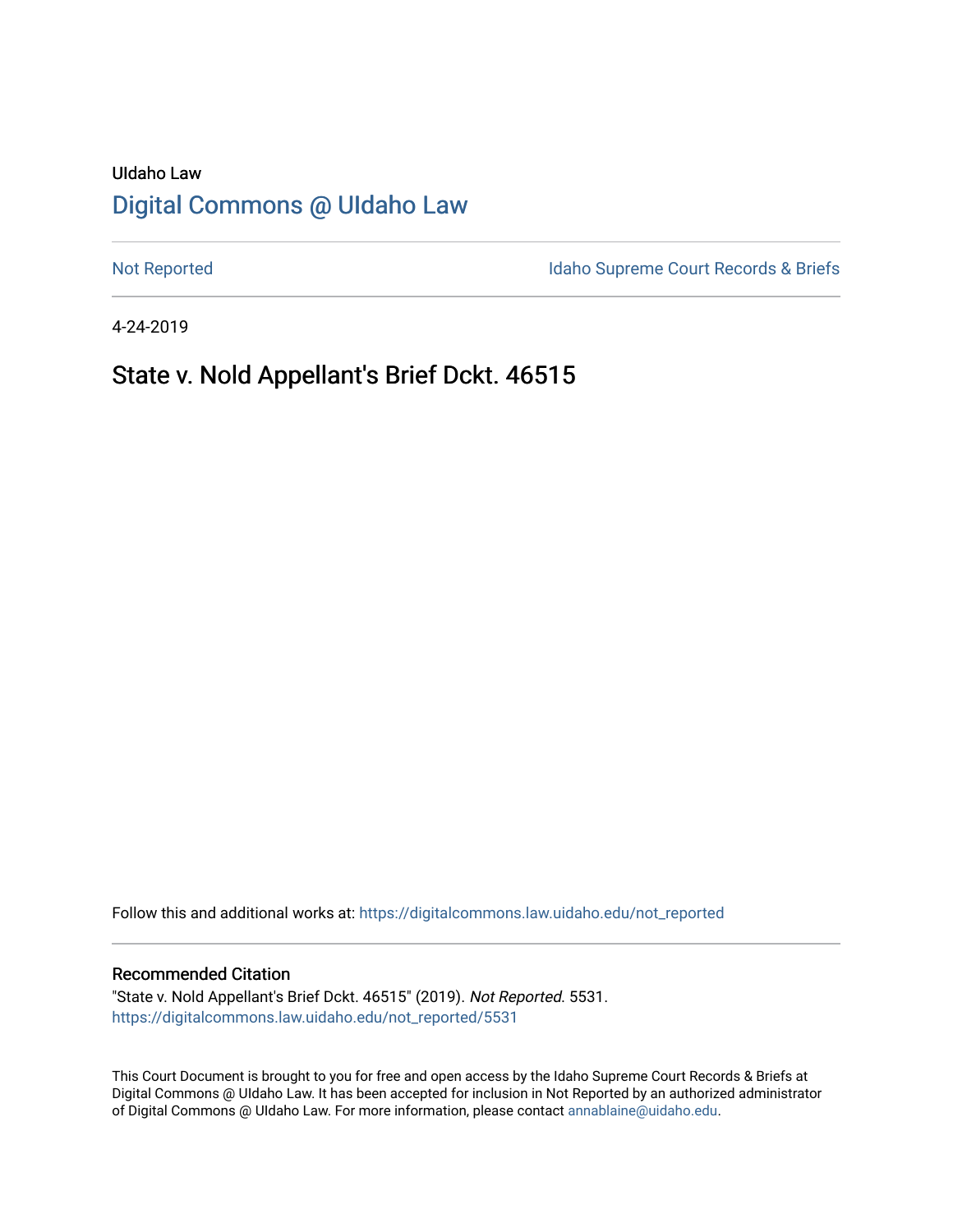UIdaho Law

# Digital Commons @ UIdaho Law

Not Reported

Idaho Supreme Court Records & Briefs

4-24-2019

## State v. Nold Appellant's Brief Dckt. 46515

Follow this and additional works at: https://digitalcommons.law.uidaho.edu/not_reported

### Recommended Citation

"State v. Nold Appellant's Brief Dckt. 46515" (2019). *Not Reported*. 5531.
https://digitalcommons.law.uidaho.edu/not_reported/5531

This Court Document is brought to you for free and open access by the Idaho Supreme Court Records & Briefs at Digital Commons @ UIdaho Law. It has been accepted for inclusion in Not Reported by an authorized administrator of Digital Commons @ UIdaho Law. For more information, please contact annablaine@uidaho.edu.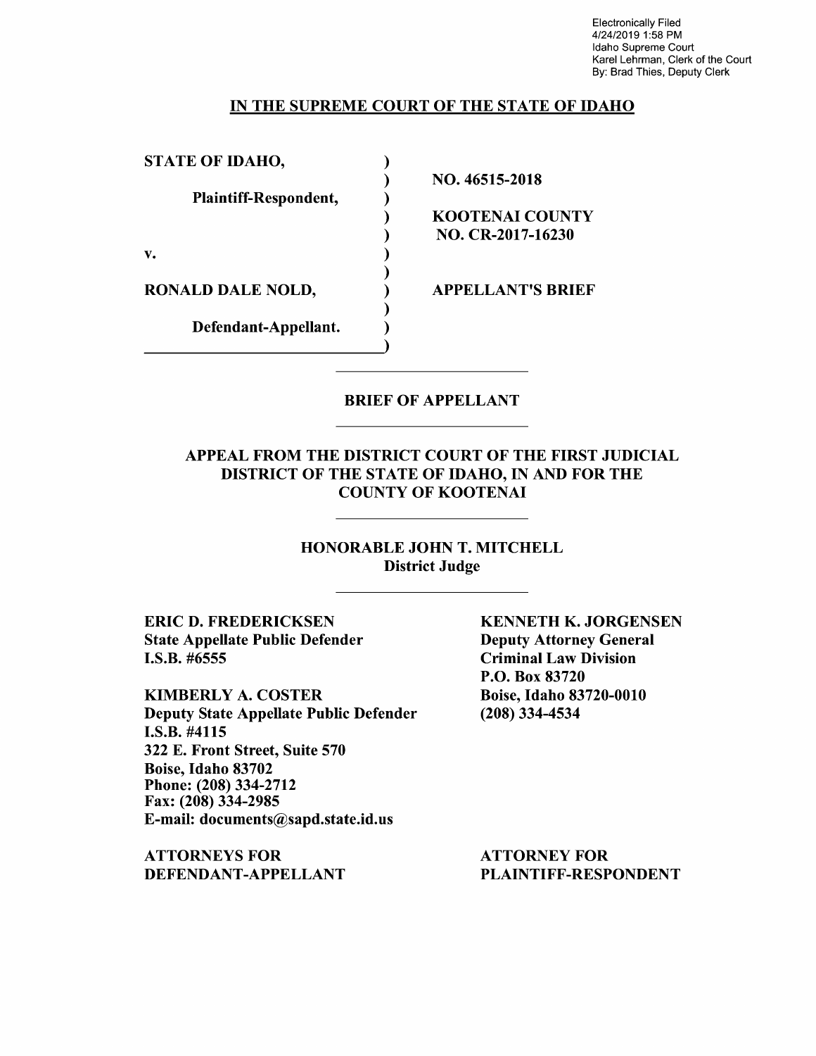Electronically Filed
4/24/2019 1:58 PM
Idaho Supreme Court
Karel Lehrman, Clerk of the Court
By: Brad Thies, Deputy Clerk

**IN THE SUPREME COURT OF THE STATE OF IDAHO**

| | |
|---|---|
| **STATE OF IDAHO,** | **NO. 46515-2018** |
| **Plaintiff-Respondent,** | **KOOTENAI COUNTY NO. CR-2017-16230** |
| **v.** | |
| **RONALD DALE NOLD,** | **APPELLANT'S BRIEF** |
| **Defendant-Appellant.** | |

**BRIEF OF APPELLANT**

**APPEAL FROM THE DISTRICT COURT OF THE FIRST JUDICIAL DISTRICT OF THE STATE OF IDAHO, IN AND FOR THE COUNTY OF KOOTENAI**

**HONORABLE JOHN T. MITCHELL**
**District Judge**

**ERIC D. FREDERICKSEN**
**State Appellate Public Defender**
**I.S.B. #6555**

**KIMBERLY A. COSTER**
**Deputy State Appellate Public Defender**
**I.S.B. #4115**
**322 E. Front Street, Suite 570**
**Boise, Idaho 83702**
**Phone: (208) 334-2712**
**Fax: (208) 334-2985**
**E-mail: documents@sapd.state.id.us**

**ATTORNEYS FOR DEFENDANT-APPELLANT**

**KENNETH K. JORGENSEN**
**Deputy Attorney General**
**Criminal Law Division**
**P.O. Box 83720**
**Boise, Idaho 83720-0010**
**(208) 334-4534**

**ATTORNEY FOR PLAINTIFF-RESPONDENT**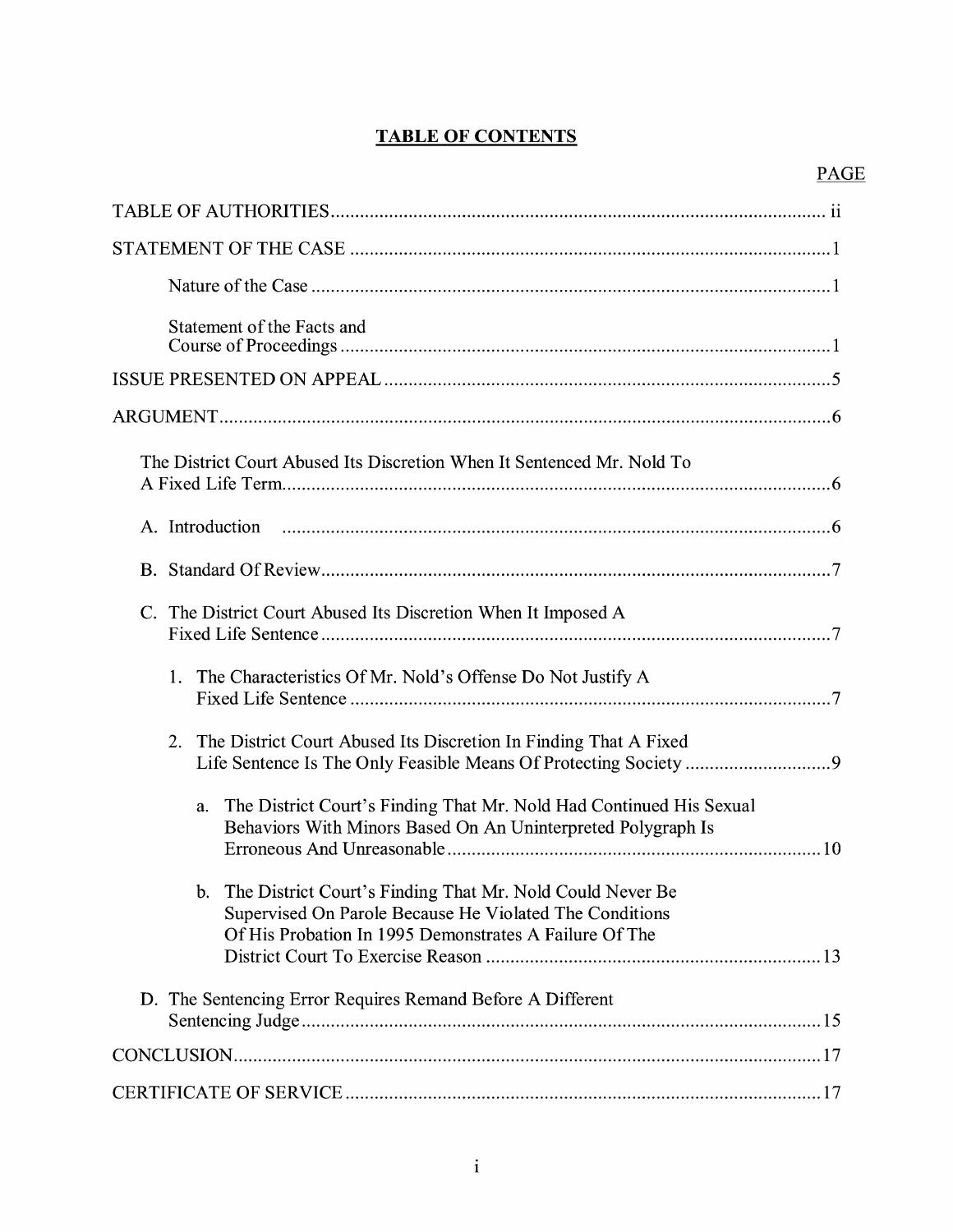# TABLE OF CONTENTS

| | PAGE |
|---|---|
| TABLE OF AUTHORITIES | ii |
| STATEMENT OF THE CASE | 1 |
| Nature of the Case | 1 |
| Statement of the Facts and Course of Proceedings | 1 |
| ISSUE PRESENTED ON APPEAL | 5 |
| ARGUMENT | 6 |
| The District Court Abused Its Discretion When It Sentenced Mr. Nold To A Fixed Life Term | 6 |
| A. Introduction | 6 |
| B. Standard Of Review | 7 |
| C. The District Court Abused Its Discretion When It Imposed A Fixed Life Sentence | 7 |
| 1. The Characteristics Of Mr. Nold's Offense Do Not Justify A Fixed Life Sentence | 7 |
| 2. The District Court Abused Its Discretion In Finding That A Fixed Life Sentence Is The Only Feasible Means Of Protecting Society | 9 |
| a. The District Court's Finding That Mr. Nold Had Continued His Sexual Behaviors With Minors Based On An Uninterpreted Polygraph Is Erroneous And Unreasonable | 10 |
| b. The District Court's Finding That Mr. Nold Could Never Be Supervised On Parole Because He Violated The Conditions Of His Probation In 1995 Demonstrates A Failure Of The District Court To Exercise Reason | 13 |
| D. The Sentencing Error Requires Remand Before A Different Sentencing Judge | 15 |
| CONCLUSION | 17 |
| CERTIFICATE OF SERVICE | 17 |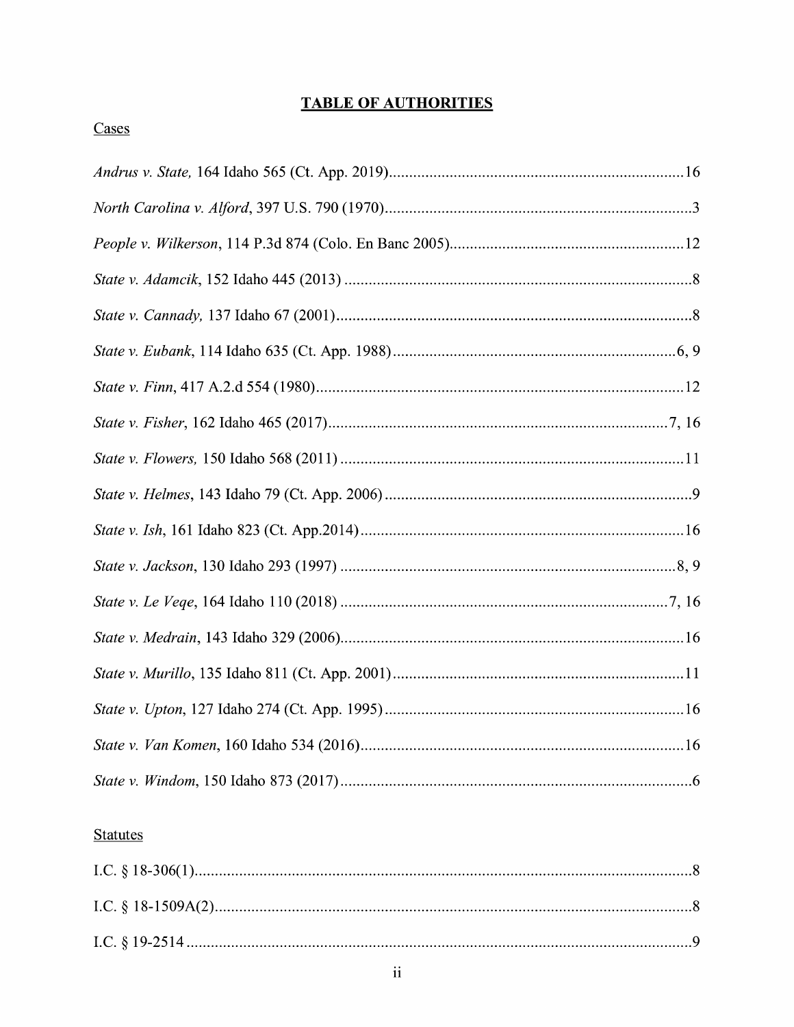# TABLE OF AUTHORITIES

## Cases

*Andrus v. State,* 164 Idaho 565 (Ct. App. 2019).........................................................................16

*North Carolina v. Alford*, 397 U.S. 790 (1970)............................................................................3

*People v. Wilkerson*, 114 P.3d 874 (Colo. En Banc 2005)..........................................................12

*State v. Adamcik*, 152 Idaho 445 (2013) ......................................................................................8

*State v. Cannady,* 137 Idaho 67 (2001)........................................................................................8

*State v. Eubank*, 114 Idaho 635 (Ct. App. 1988).......................................................................6, 9

*State v. Finn*, 417 A.2d 554 (1980)...........................................................................................12

*State v. Fisher*, 162 Idaho 465 (2017)....................................................................................7, 16

*State v. Flowers,* 150 Idaho 568 (2011) .....................................................................................11

*State v. Helmes*, 143 Idaho 79 (Ct. App. 2006) ............................................................................9

*State v. Ish*, 161 Idaho 823 (Ct. App.2014)................................................................................16

*State v. Jackson*, 130 Idaho 293 (1997) ...................................................................................8, 9

*State v. Le Veqe*, 164 Idaho 110 (2018) .................................................................................7, 16

*State v. Medrain*, 143 Idaho 329 (2006).....................................................................................16

*State v. Murillo*, 135 Idaho 811 (Ct. App. 2001)........................................................................11

*State v. Upton*, 127 Idaho 274 (Ct. App. 1995)..........................................................................16

*State v. Van Komen*, 160 Idaho 534 (2016)................................................................................16

*State v. Windom*, 150 Idaho 873 (2017).......................................................................................6

## Statutes

I.C. § 18-306(1)...........................................................................................................................8

I.C. § 18-1509A(2).......................................................................................................................8

I.C. § 19-2514 .............................................................................................................................9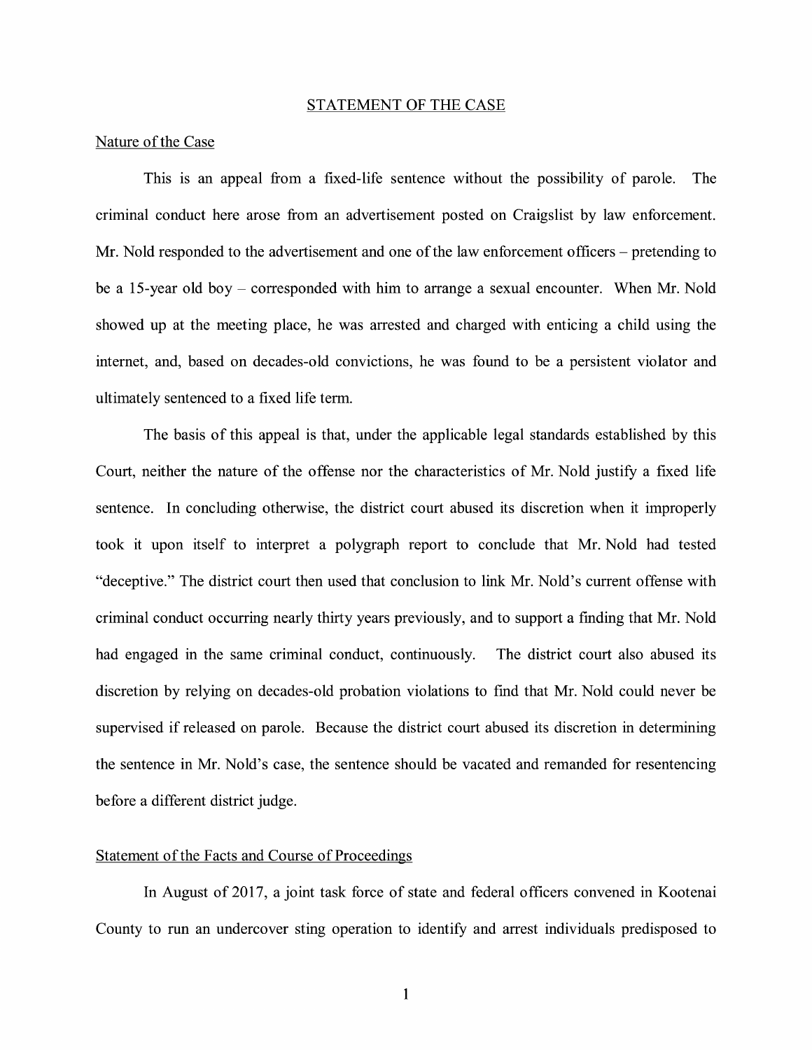## STATEMENT OF THE CASE

### Nature of the Case

This is an appeal from a fixed-life sentence without the possibility of parole. The criminal conduct here arose from an advertisement posted on Craigslist by law enforcement. Mr. Nold responded to the advertisement and one of the law enforcement officers – pretending to be a 15-year old boy – corresponded with him to arrange a sexual encounter. When Mr. Nold showed up at the meeting place, he was arrested and charged with enticing a child using the internet, and, based on decades-old convictions, he was found to be a persistent violator and ultimately sentenced to a fixed life term.

The basis of this appeal is that, under the applicable legal standards established by this Court, neither the nature of the offense nor the characteristics of Mr. Nold justify a fixed life sentence. In concluding otherwise, the district court abused its discretion when it improperly took it upon itself to interpret a polygraph report to conclude that Mr. Nold had tested "deceptive." The district court then used that conclusion to link Mr. Nold's current offense with criminal conduct occurring nearly thirty years previously, and to support a finding that Mr. Nold had engaged in the same criminal conduct, continuously. The district court also abused its discretion by relying on decades-old probation violations to find that Mr. Nold could never be supervised if released on parole. Because the district court abused its discretion in determining the sentence in Mr. Nold's case, the sentence should be vacated and remanded for resentencing before a different district judge.

### Statement of the Facts and Course of Proceedings

In August of 2017, a joint task force of state and federal officers convened in Kootenai County to run an undercover sting operation to identify and arrest individuals predisposed to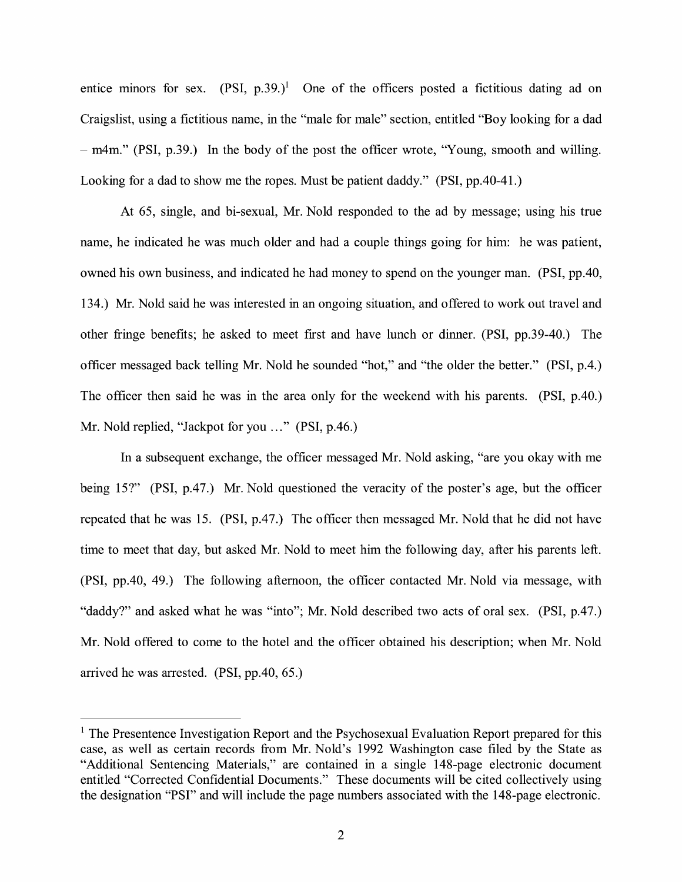entice minors for sex. (PSI, p.39.)[1] One of the officers posted a fictitious dating ad on Craigslist, using a fictitious name, in the "male for male" section, entitled "Boy looking for a dad – m4m." (PSI, p.39.) In the body of the post the officer wrote, "Young, smooth and willing. Looking for a dad to show me the ropes. Must be patient daddy." (PSI, pp.40-41.)

At 65, single, and bi-sexual, Mr. Nold responded to the ad by message; using his true name, he indicated he was much older and had a couple things going for him: he was patient, owned his own business, and indicated he had money to spend on the younger man. (PSI, pp.40, 134.) Mr. Nold said he was interested in an ongoing situation, and offered to work out travel and other fringe benefits; he asked to meet first and have lunch or dinner. (PSI, pp.39-40.) The officer messaged back telling Mr. Nold he sounded "hot," and "the older the better." (PSI, p.4.) The officer then said he was in the area only for the weekend with his parents. (PSI, p.40.) Mr. Nold replied, "Jackpot for you …" (PSI, p.46.)

In a subsequent exchange, the officer messaged Mr. Nold asking, "are you okay with me being 15?" (PSI, p.47.) Mr. Nold questioned the veracity of the poster's age, but the officer repeated that he was 15. (PSI, p.47.) The officer then messaged Mr. Nold that he did not have time to meet that day, but asked Mr. Nold to meet him the following day, after his parents left. (PSI, pp.40, 49.) The following afternoon, the officer contacted Mr. Nold via message, with "daddy?" and asked what he was "into"; Mr. Nold described two acts of oral sex. (PSI, p.47.) Mr. Nold offered to come to the hotel and the officer obtained his description; when Mr. Nold arrived he was arrested. (PSI, pp.40, 65.)

---

[1] The Presentence Investigation Report and the Psychosexual Evaluation Report prepared for this case, as well as certain records from Mr. Nold's 1992 Washington case filed by the State as "Additional Sentencing Materials," are contained in a single 148-page electronic document entitled "Corrected Confidential Documents." These documents will be cited collectively using the designation "PSI" and will include the page numbers associated with the 148-page electronic.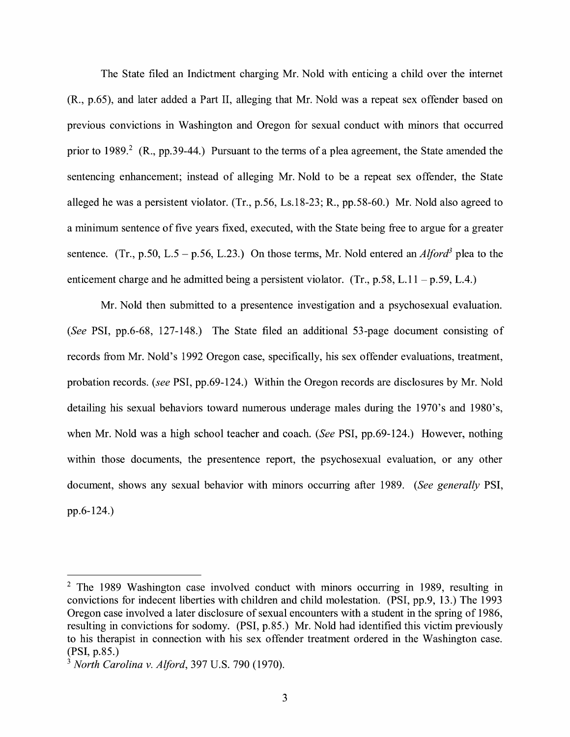The State filed an Indictment charging Mr. Nold with enticing a child over the internet (R., p.65), and later added a Part II, alleging that Mr. Nold was a repeat sex offender based on previous convictions in Washington and Oregon for sexual conduct with minors that occurred prior to 1989.[2] (R., pp.39-44.) Pursuant to the terms of a plea agreement, the State amended the sentencing enhancement; instead of alleging Mr. Nold to be a repeat sex offender, the State alleged he was a persistent violator. (Tr., p.56, Ls.18-23; R., pp.58-60.) Mr. Nold also agreed to a minimum sentence of five years fixed, executed, with the State being free to argue for a greater sentence. (Tr., p.50, L.5 – p.56, L.23.) On those terms, Mr. Nold entered an *Alford*[3] plea to the enticement charge and he admitted being a persistent violator. (Tr., p.58, L.11 – p.59, L.4.)

Mr. Nold then submitted to a presentence investigation and a psychosexual evaluation. (*See* PSI, pp.6-68, 127-148.) The State filed an additional 53-page document consisting of records from Mr. Nold's 1992 Oregon case, specifically, his sex offender evaluations, treatment, probation records. (*see* PSI, pp.69-124.) Within the Oregon records are disclosures by Mr. Nold detailing his sexual behaviors toward numerous underage males during the 1970's and 1980's, when Mr. Nold was a high school teacher and coach. (*See* PSI, pp.69-124.) However, nothing within those documents, the presentence report, the psychosexual evaluation, or any other document, shows any sexual behavior with minors occurring after 1989. (*See generally* PSI, pp.6-124.)

---

[2] The 1989 Washington case involved conduct with minors occurring in 1989, resulting in convictions for indecent liberties with children and child molestation. (PSI, pp.9, 13.) The 1993 Oregon case involved a later disclosure of sexual encounters with a student in the spring of 1986, resulting in convictions for sodomy. (PSI, p.85.) Mr. Nold had identified this victim previously to his therapist in connection with his sex offender treatment ordered in the Washington case. (PSI, p.85.)

[3] *North Carolina v. Alford*, 397 U.S. 790 (1970).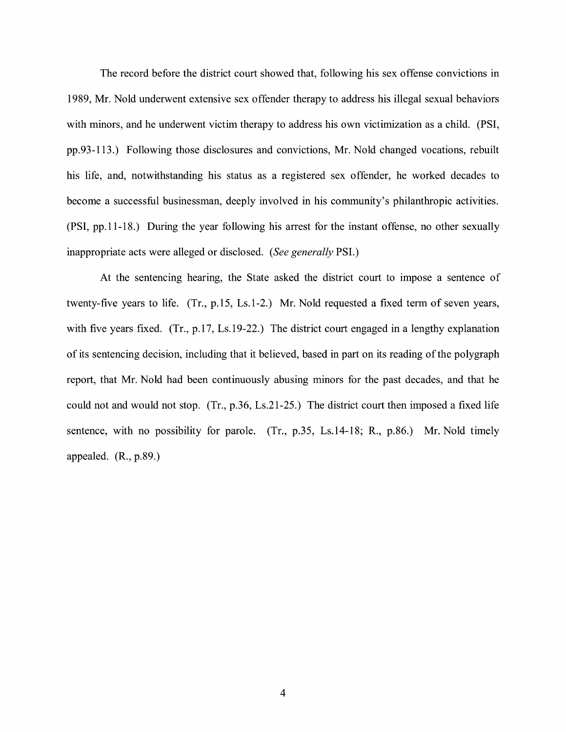The record before the district court showed that, following his sex offense convictions in 1989, Mr. Nold underwent extensive sex offender therapy to address his illegal sexual behaviors with minors, and he underwent victim therapy to address his own victimization as a child. (PSI, pp.93-113.) Following those disclosures and convictions, Mr. Nold changed vocations, rebuilt his life, and, notwithstanding his status as a registered sex offender, he worked decades to become a successful businessman, deeply involved in his community's philanthropic activities. (PSI, pp.11-18.) During the year following his arrest for the instant offense, no other sexually inappropriate acts were alleged or disclosed. (*See generally* PSI.)

At the sentencing hearing, the State asked the district court to impose a sentence of twenty-five years to life. (Tr., p.15, Ls.1-2.) Mr. Nold requested a fixed term of seven years, with five years fixed. (Tr., p.17, Ls.19-22.) The district court engaged in a lengthy explanation of its sentencing decision, including that it believed, based in part on its reading of the polygraph report, that Mr. Nold had been continuously abusing minors for the past decades, and that he could not and would not stop. (Tr., p.36, Ls.21-25.) The district court then imposed a fixed life sentence, with no possibility for parole. (Tr., p.35, Ls.14-18; R., p.86.) Mr. Nold timely appealed. (R., p.89.)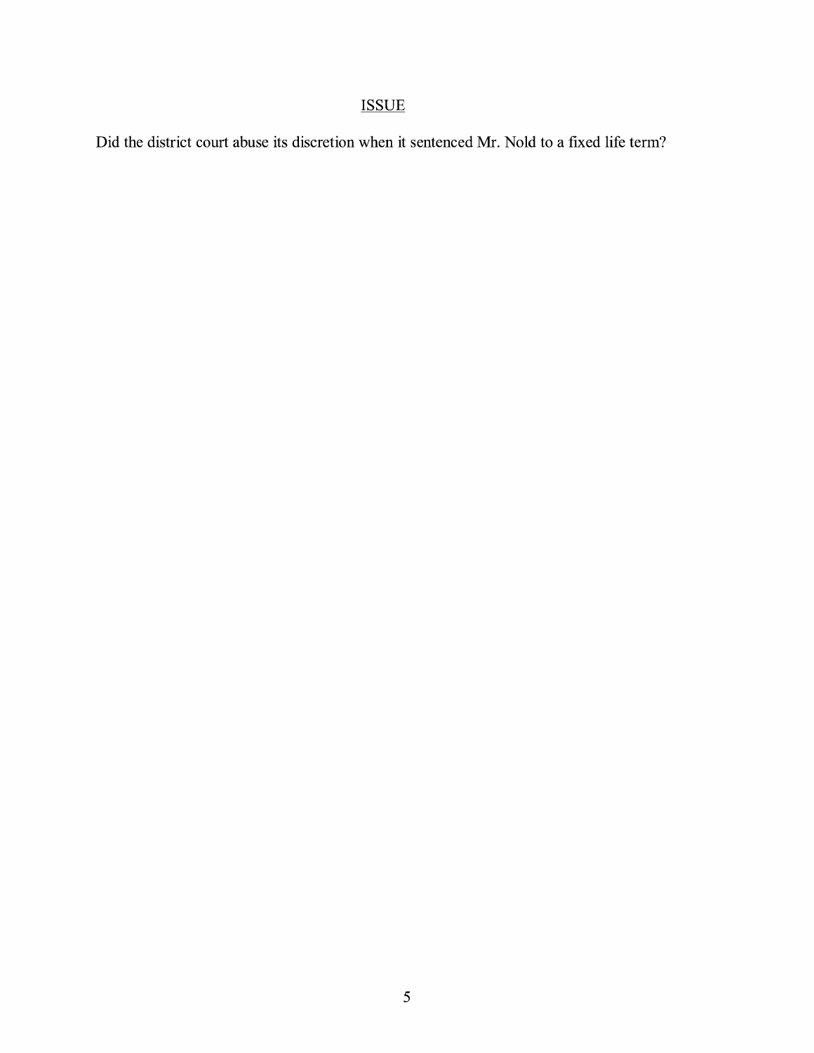## ISSUE

Did the district court abuse its discretion when it sentenced Mr. Nold to a fixed life term?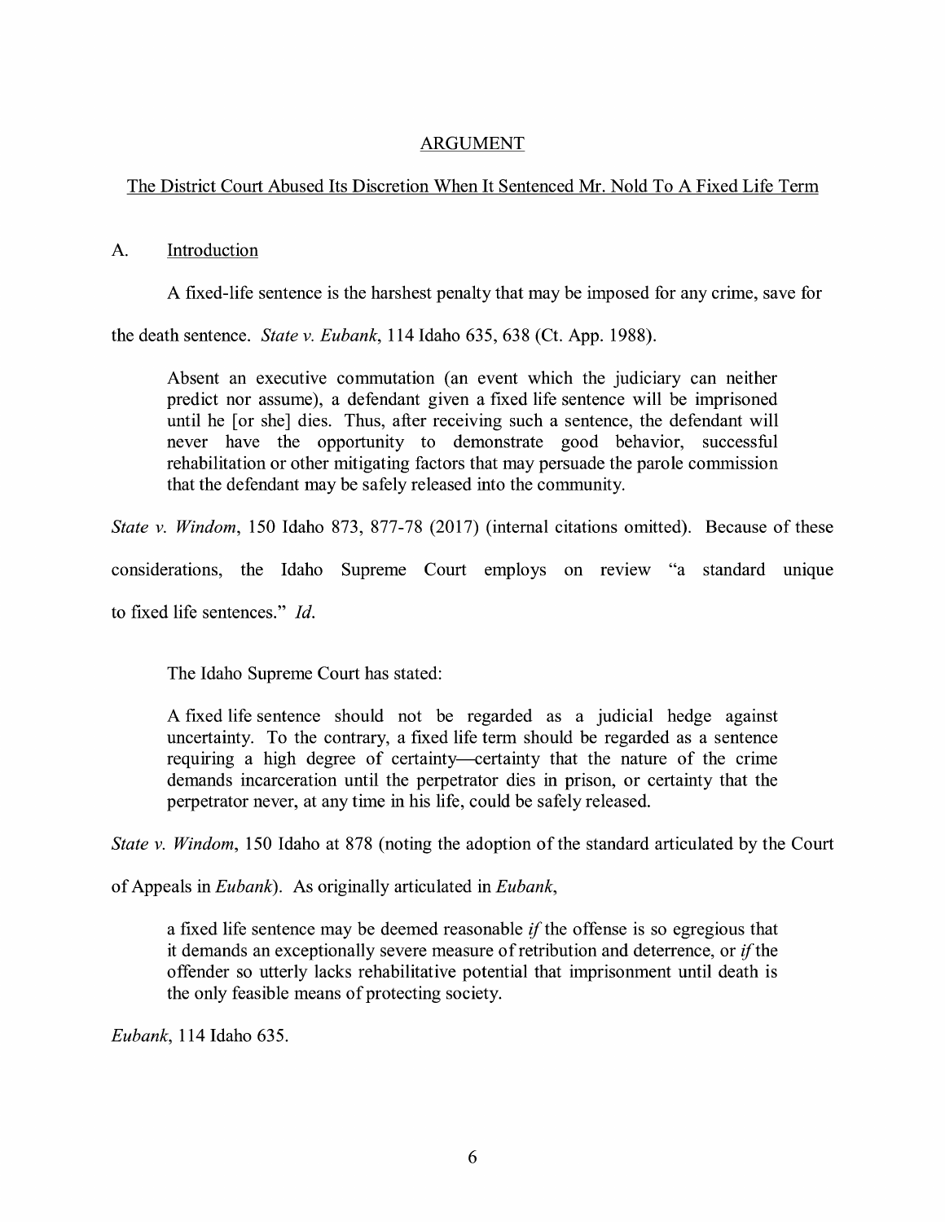## ARGUMENT

### The District Court Abused Its Discretion When It Sentenced Mr. Nold To A Fixed Life Term

### A. Introduction

A fixed-life sentence is the harshest penalty that may be imposed for any crime, save for the death sentence. *State v. Eubank*, 114 Idaho 635, 638 (Ct. App. 1988).

> Absent an executive commutation (an event which the judiciary can neither predict nor assume), a defendant given a fixed life sentence will be imprisoned until he [or she] dies. Thus, after receiving such a sentence, the defendant will never have the opportunity to demonstrate good behavior, successful rehabilitation or other mitigating factors that may persuade the parole commission that the defendant may be safely released into the community.

*State v. Windom*, 150 Idaho 873, 877-78 (2017) (internal citations omitted). Because of these considerations, the Idaho Supreme Court employs on review "a standard unique to fixed life sentences." *Id.*

The Idaho Supreme Court has stated:

> A fixed life sentence should not be regarded as a judicial hedge against uncertainty. To the contrary, a fixed life term should be regarded as a sentence requiring a high degree of certainty—certainty that the nature of the crime demands incarceration until the perpetrator dies in prison, or certainty that the perpetrator never, at any time in his life, could be safely released.

*State v. Windom*, 150 Idaho at 878 (noting the adoption of the standard articulated by the Court of Appeals in *Eubank*). As originally articulated in *Eubank*,

> a fixed life sentence may be deemed reasonable *if* the offense is so egregious that it demands an exceptionally severe measure of retribution and deterrence, or *if* the offender so utterly lacks rehabilitative potential that imprisonment until death is the only feasible means of protecting society.

*Eubank*, 114 Idaho 635.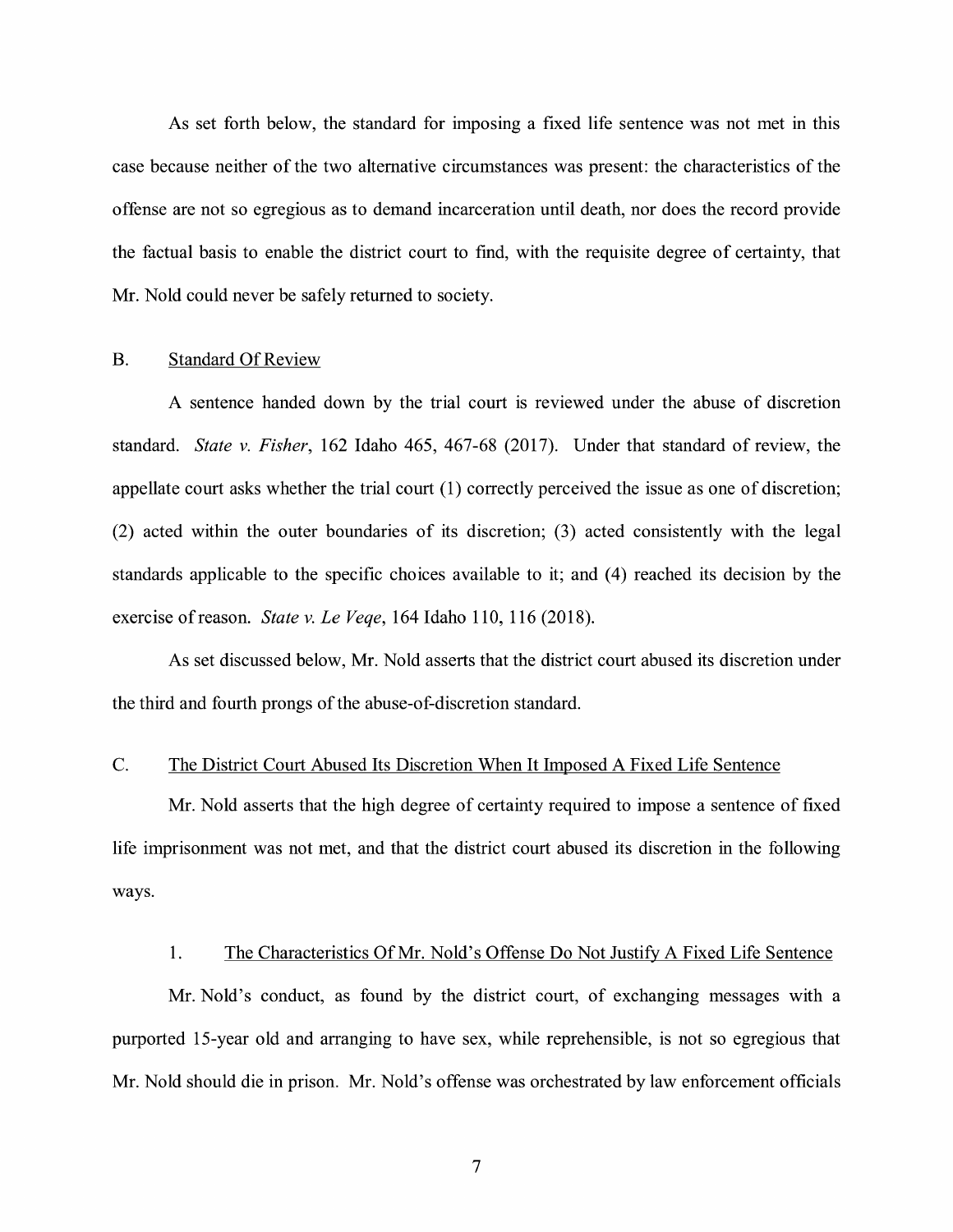As set forth below, the standard for imposing a fixed life sentence was not met in this case because neither of the two alternative circumstances was present: the characteristics of the offense are not so egregious as to demand incarceration until death, nor does the record provide the factual basis to enable the district court to find, with the requisite degree of certainty, that Mr. Nold could never be safely returned to society.

## B. Standard Of Review

A sentence handed down by the trial court is reviewed under the abuse of discretion standard. *State v. Fisher*, 162 Idaho 465, 467-68 (2017). Under that standard of review, the appellate court asks whether the trial court (1) correctly perceived the issue as one of discretion; (2) acted within the outer boundaries of its discretion; (3) acted consistently with the legal standards applicable to the specific choices available to it; and (4) reached its decision by the exercise of reason. *State v. Le Veqe*, 164 Idaho 110, 116 (2018).

As set discussed below, Mr. Nold asserts that the district court abused its discretion under the third and fourth prongs of the abuse-of-discretion standard.

## C. The District Court Abused Its Discretion When It Imposed A Fixed Life Sentence

Mr. Nold asserts that the high degree of certainty required to impose a sentence of fixed life imprisonment was not met, and that the district court abused its discretion in the following ways.

### 1. The Characteristics Of Mr. Nold's Offense Do Not Justify A Fixed Life Sentence

Mr. Nold's conduct, as found by the district court, of exchanging messages with a purported 15-year old and arranging to have sex, while reprehensible, is not so egregious that Mr. Nold should die in prison. Mr. Nold's offense was orchestrated by law enforcement officials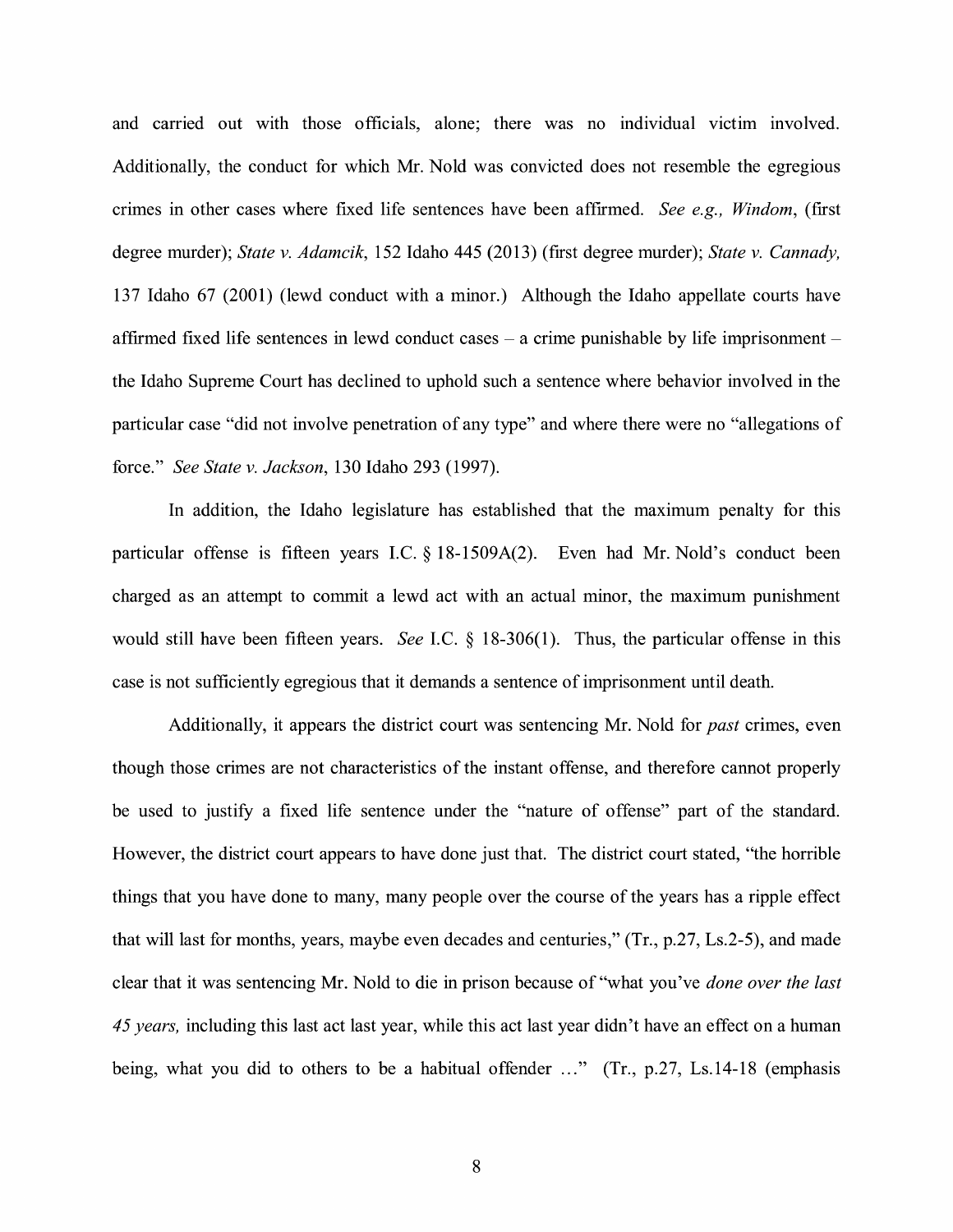and carried out with those officials, alone; there was no individual victim involved. Additionally, the conduct for which Mr. Nold was convicted does not resemble the egregious crimes in other cases where fixed life sentences have been affirmed. *See e.g., Windom*, (first degree murder); *State v. Adamcik*, 152 Idaho 445 (2013) (first degree murder); *State v. Cannady,* 137 Idaho 67 (2001) (lewd conduct with a minor.) Although the Idaho appellate courts have affirmed fixed life sentences in lewd conduct cases – a crime punishable by life imprisonment – the Idaho Supreme Court has declined to uphold such a sentence where behavior involved in the particular case "did not involve penetration of any type" and where there were no "allegations of force." *See State v. Jackson*, 130 Idaho 293 (1997).

In addition, the Idaho legislature has established that the maximum penalty for this particular offense is fifteen years I.C. § 18-1509A(2). Even had Mr. Nold's conduct been charged as an attempt to commit a lewd act with an actual minor, the maximum punishment would still have been fifteen years. *See* I.C. § 18-306(1). Thus, the particular offense in this case is not sufficiently egregious that it demands a sentence of imprisonment until death.

Additionally, it appears the district court was sentencing Mr. Nold for *past* crimes, even though those crimes are not characteristics of the instant offense, and therefore cannot properly be used to justify a fixed life sentence under the "nature of offense" part of the standard. However, the district court appears to have done just that. The district court stated, "the horrible things that you have done to many, many people over the course of the years has a ripple effect that will last for months, years, maybe even decades and centuries," (Tr., p.27, Ls.2-5), and made clear that it was sentencing Mr. Nold to die in prison because of "what you've *done over the last 45 years,* including this last act last year, while this act last year didn't have an effect on a human being, what you did to others to be a habitual offender ..." (Tr., p.27, Ls.14-18 (emphasis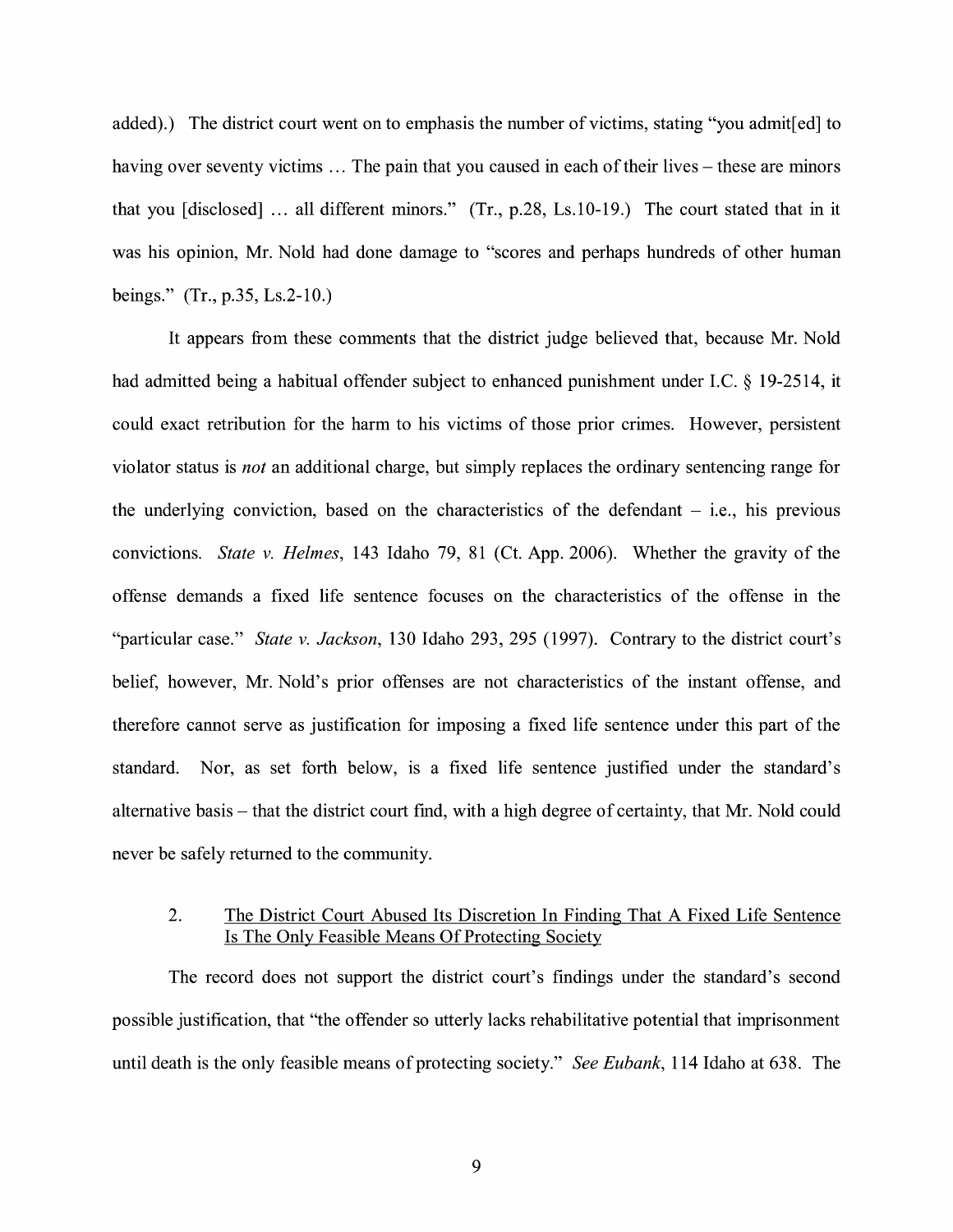added).) The district court went on to emphasis the number of victims, stating "you admit[ed] to having over seventy victims ... The pain that you caused in each of their lives – these are minors that you [disclosed] ... all different minors." (Tr., p.28, Ls.10-19.) The court stated that in it was his opinion, Mr. Nold had done damage to "scores and perhaps hundreds of other human beings." (Tr., p.35, Ls.2-10.)

It appears from these comments that the district judge believed that, because Mr. Nold had admitted being a habitual offender subject to enhanced punishment under I.C. § 19-2514, it could exact retribution for the harm to his victims of those prior crimes. However, persistent violator status is *not* an additional charge, but simply replaces the ordinary sentencing range for the underlying conviction, based on the characteristics of the defendant – i.e., his previous convictions. *State v. Helmes*, 143 Idaho 79, 81 (Ct. App. 2006). Whether the gravity of the offense demands a fixed life sentence focuses on the characteristics of the offense in the "particular case." *State v. Jackson*, 130 Idaho 293, 295 (1997). Contrary to the district court's belief, however, Mr. Nold's prior offenses are not characteristics of the instant offense, and therefore cannot serve as justification for imposing a fixed life sentence under this part of the standard. Nor, as set forth below, is a fixed life sentence justified under the standard's alternative basis – that the district court find, with a high degree of certainty, that Mr. Nold could never be safely returned to the community.

### 2. The District Court Abused Its Discretion In Finding That A Fixed Life Sentence Is The Only Feasible Means Of Protecting Society

The record does not support the district court's findings under the standard's second possible justification, that "the offender so utterly lacks rehabilitative potential that imprisonment until death is the only feasible means of protecting society." *See Eubank*, 114 Idaho at 638. The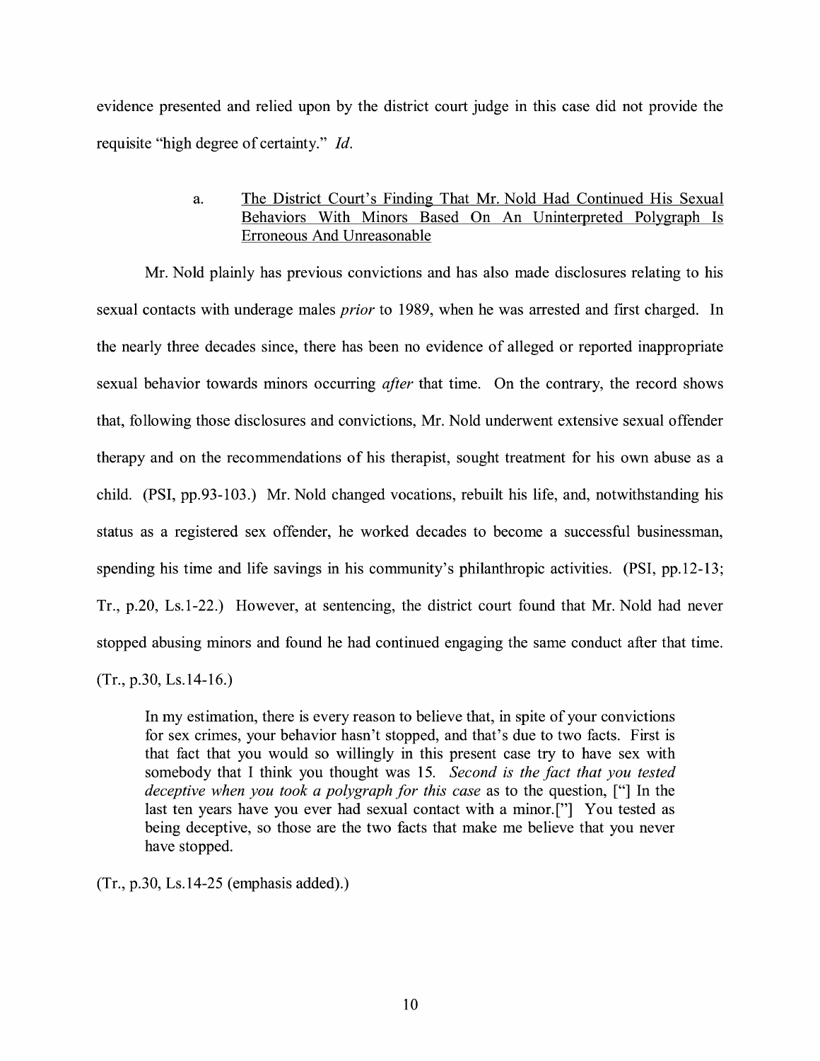evidence presented and relied upon by the district court judge in this case did not provide the requisite "high degree of certainty." *Id.*

a. <u>The District Court's Finding That Mr. Nold Had Continued His Sexual Behaviors With Minors Based On An Uninterpreted Polygraph Is Erroneous And Unreasonable</u>

Mr. Nold plainly has previous convictions and has also made disclosures relating to his sexual contacts with underage males *prior* to 1989, when he was arrested and first charged. In the nearly three decades since, there has been no evidence of alleged or reported inappropriate sexual behavior towards minors occurring *after* that time. On the contrary, the record shows that, following those disclosures and convictions, Mr. Nold underwent extensive sexual offender therapy and on the recommendations of his therapist, sought treatment for his own abuse as a child. (PSI, pp.93-103.) Mr. Nold changed vocations, rebuilt his life, and, notwithstanding his status as a registered sex offender, he worked decades to become a successful businessman, spending his time and life savings in his community's philanthropic activities. (PSI, pp.12-13; Tr., p.20, Ls.1-22.) However, at sentencing, the district court found that Mr. Nold had never stopped abusing minors and found he had continued engaging the same conduct after that time. (Tr., p.30, Ls.14-16.)

> In my estimation, there is every reason to believe that, in spite of your convictions for sex crimes, your behavior hasn't stopped, and that's due to two facts. First is that fact that you would so willingly in this present case try to have sex with somebody that I think you thought was 15. *Second is the fact that you tested deceptive when you took a polygraph for this case* as to the question, ["] In the last ten years have you ever had sexual contact with a minor.["] You tested as being deceptive, so those are the two facts that make me believe that you never have stopped.

(Tr., p.30, Ls.14-25 (emphasis added).)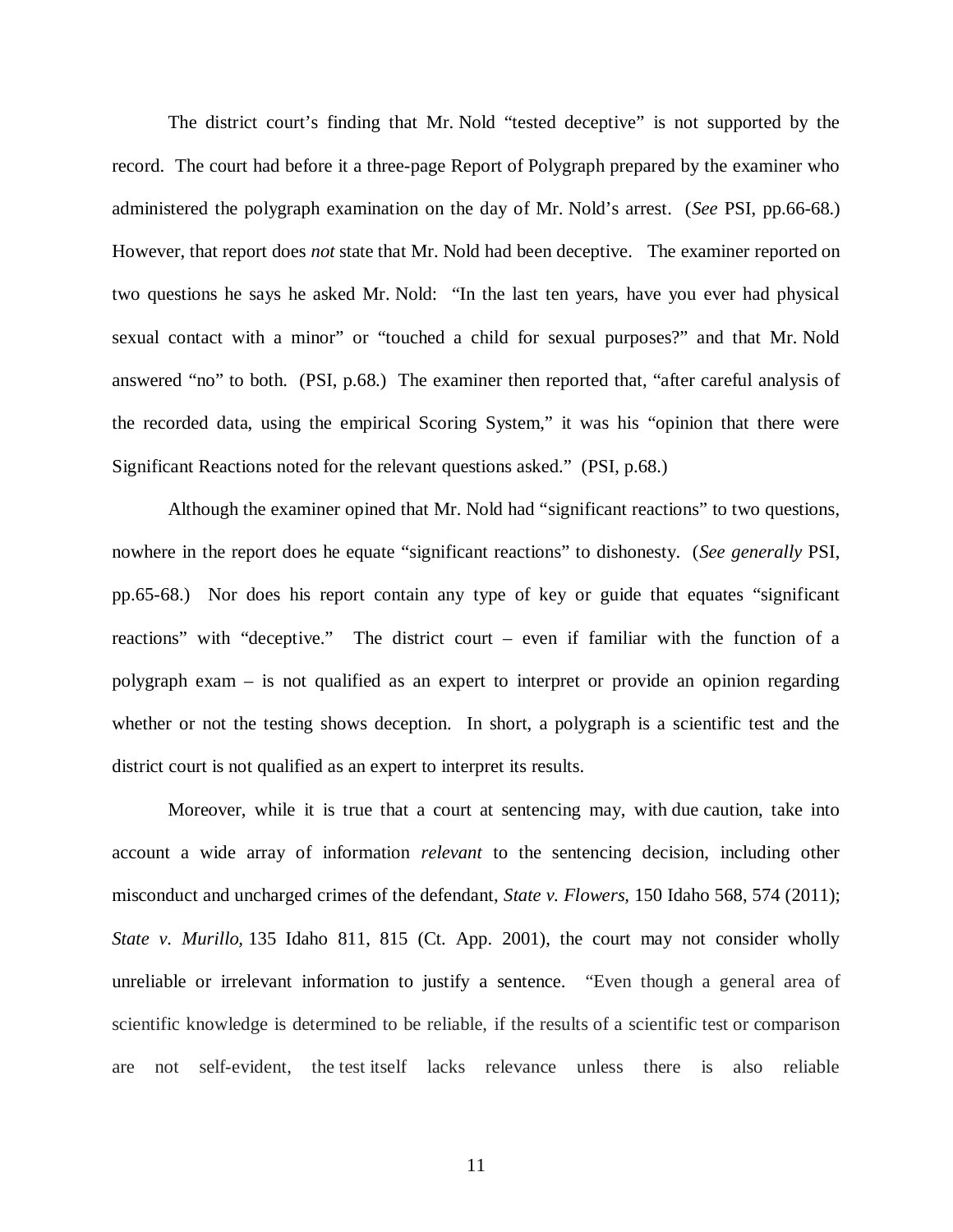The district court's finding that Mr. Nold "tested deceptive" is not supported by the record. The court had before it a three-page Report of Polygraph prepared by the examiner who administered the polygraph examination on the day of Mr. Nold's arrest. (*See* PSI, pp.66-68.) However, that report does *not* state that Mr. Nold had been deceptive. The examiner reported on two questions he says he asked Mr. Nold: "In the last ten years, have you ever had physical sexual contact with a minor" or "touched a child for sexual purposes?" and that Mr. Nold answered "no" to both. (PSI, p.68.) The examiner then reported that, "after careful analysis of the recorded data, using the empirical Scoring System," it was his "opinion that there were Significant Reactions noted for the relevant questions asked." (PSI, p.68.)

Although the examiner opined that Mr. Nold had "significant reactions" to two questions, nowhere in the report does he equate "significant reactions" to dishonesty. (*See generally* PSI, pp.65-68.) Nor does his report contain any type of key or guide that equates "significant reactions" with "deceptive." The district court – even if familiar with the function of a polygraph exam – is not qualified as an expert to interpret or provide an opinion regarding whether or not the testing shows deception. In short, a polygraph is a scientific test and the district court is not qualified as an expert to interpret its results.

Moreover, while it is true that a court at sentencing may, with due caution, take into account a wide array of information *relevant* to the sentencing decision, including other misconduct and uncharged crimes of the defendant, *State v. Flowers,* 150 Idaho 568, 574 (2011); *State v. Murillo,* 135 Idaho 811, 815 (Ct. App. 2001), the court may not consider wholly unreliable or irrelevant information to justify a sentence. "Even though a general area of scientific knowledge is determined to be reliable, if the results of a scientific test or comparison are not self-evident, the test itself lacks relevance unless there is also reliable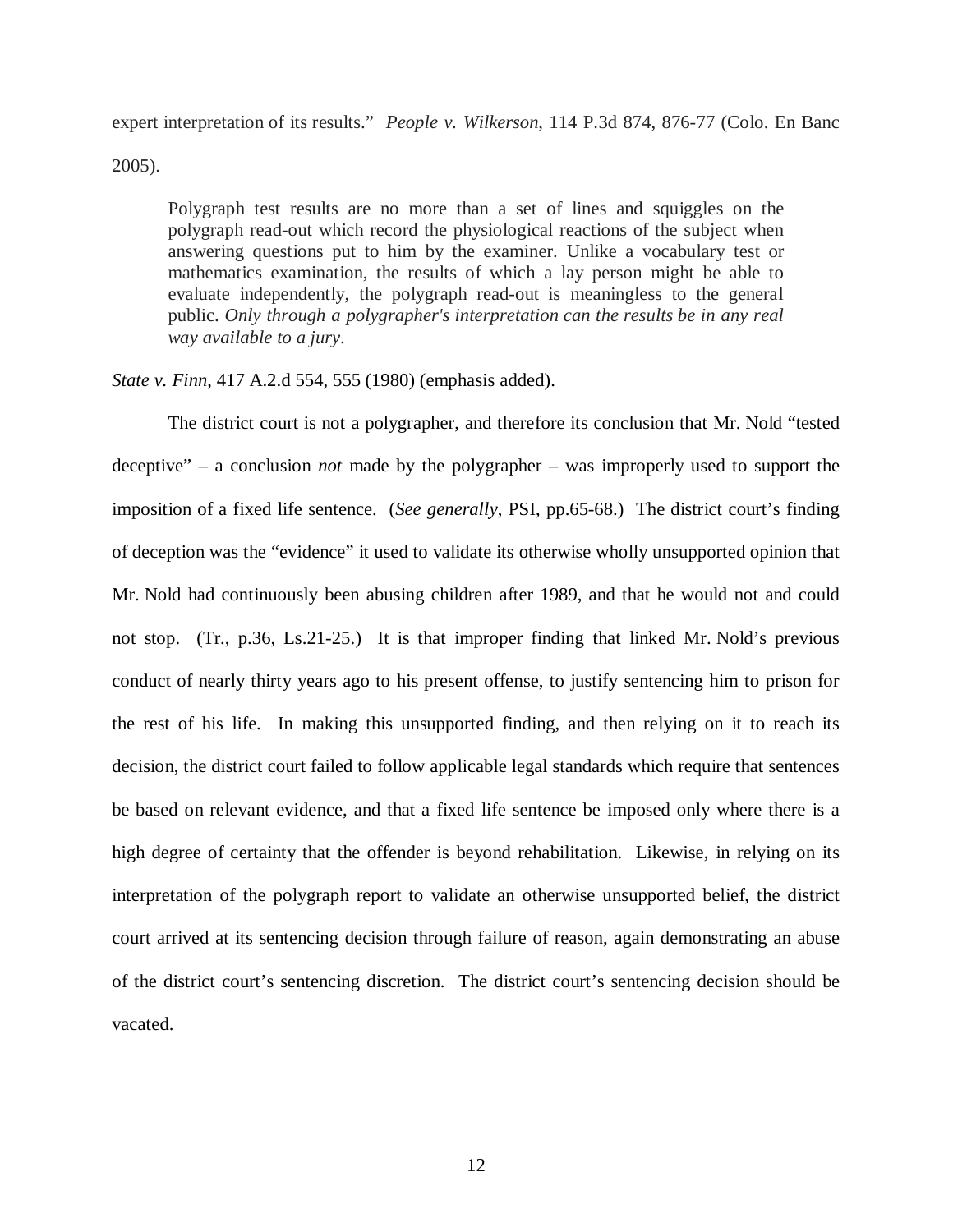expert interpretation of its results." *People v. Wilkerson*, 114 P.3d 874, 876-77 (Colo. En Banc 2005).

> Polygraph test results are no more than a set of lines and squiggles on the polygraph read-out which record the physiological reactions of the subject when answering questions put to him by the examiner. Unlike a vocabulary test or mathematics examination, the results of which a lay person might be able to evaluate independently, the polygraph read-out is meaningless to the general public. *Only through a polygrapher's interpretation can the results be in any real way available to a jury*.

*State v. Finn*, 417 A.2.d 554, 555 (1980) (emphasis added).

The district court is not a polygrapher, and therefore its conclusion that Mr. Nold "tested deceptive" – a conclusion *not* made by the polygrapher – was improperly used to support the imposition of a fixed life sentence. (*See generally*, PSI, pp.65-68.) The district court's finding of deception was the "evidence" it used to validate its otherwise wholly unsupported opinion that Mr. Nold had continuously been abusing children after 1989, and that he would not and could not stop. (Tr., p.36, Ls.21-25.) It is that improper finding that linked Mr. Nold's previous conduct of nearly thirty years ago to his present offense, to justify sentencing him to prison for the rest of his life. In making this unsupported finding, and then relying on it to reach its decision, the district court failed to follow applicable legal standards which require that sentences be based on relevant evidence, and that a fixed life sentence be imposed only where there is a high degree of certainty that the offender is beyond rehabilitation. Likewise, in relying on its interpretation of the polygraph report to validate an otherwise unsupported belief, the district court arrived at its sentencing decision through failure of reason, again demonstrating an abuse of the district court's sentencing discretion. The district court's sentencing decision should be vacated.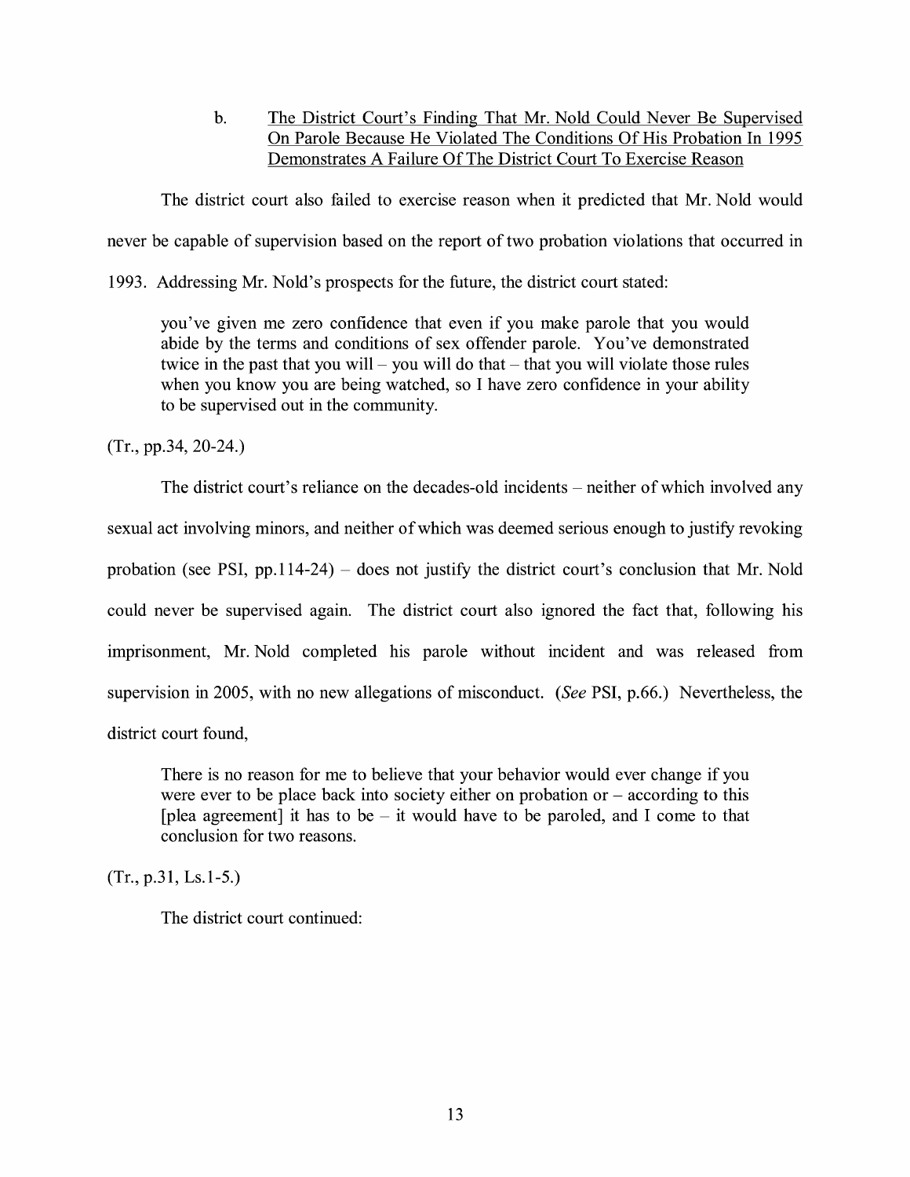b. <u>The District Court's Finding That Mr. Nold Could Never Be Supervised On Parole Because He Violated The Conditions Of His Probation In 1995 Demonstrates A Failure Of The District Court To Exercise Reason</u>

The district court also failed to exercise reason when it predicted that Mr. Nold would never be capable of supervision based on the report of two probation violations that occurred in 1993. Addressing Mr. Nold's prospects for the future, the district court stated:

> you've given me zero confidence that even if you make parole that you would abide by the terms and conditions of sex offender parole. You've demonstrated twice in the past that you will – you will do that – that you will violate those rules when you know you are being watched, so I have zero confidence in your ability to be supervised out in the community.

(Tr., pp.34, 20-24.)

The district court's reliance on the decades-old incidents – neither of which involved any sexual act involving minors, and neither of which was deemed serious enough to justify revoking probation (see PSI, pp.114-24) – does not justify the district court's conclusion that Mr. Nold could never be supervised again. The district court also ignored the fact that, following his imprisonment, Mr. Nold completed his parole without incident and was released from supervision in 2005, with no new allegations of misconduct. (*See* PSI, p.66.) Nevertheless, the district court found,

> There is no reason for me to believe that your behavior would ever change if you were ever to be place back into society either on probation or – according to this [plea agreement] it has to be – it would have to be paroled, and I come to that conclusion for two reasons.

(Tr., p.31, Ls.1-5.)

The district court continued: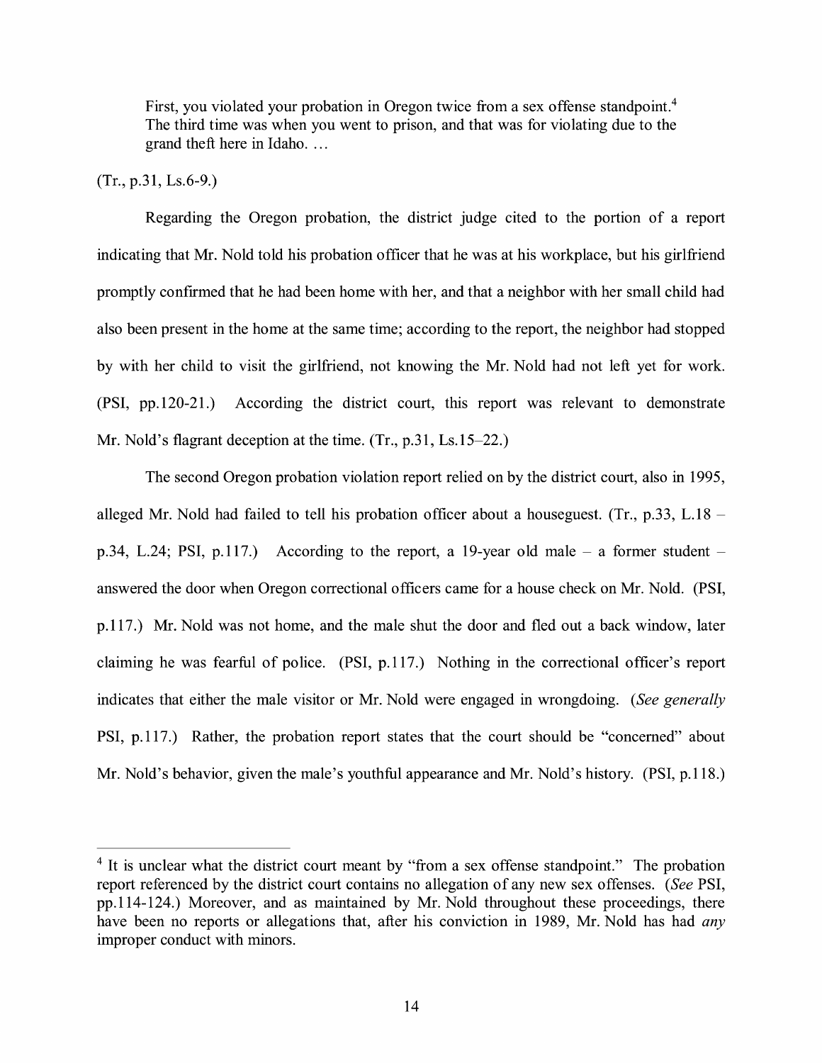> First, you violated your probation in Oregon twice from a sex offense standpoint.[4] The third time was when you went to prison, and that was for violating due to the grand theft here in Idaho. …

(Tr., p.31, Ls.6-9.)

Regarding the Oregon probation, the district judge cited to the portion of a report indicating that Mr. Nold told his probation officer that he was at his workplace, but his girlfriend promptly confirmed that he had been home with her, and that a neighbor with her small child had also been present in the home at the same time; according to the report, the neighbor had stopped by with her child to visit the girlfriend, not knowing the Mr. Nold had not left yet for work. (PSI, pp.120-21.) According the district court, this report was relevant to demonstrate Mr. Nold's flagrant deception at the time. (Tr., p.31, Ls.15–22.)

The second Oregon probation violation report relied on by the district court, also in 1995, alleged Mr. Nold had failed to tell his probation officer about a houseguest. (Tr., p.33, L.18 – p.34, L.24; PSI, p.117.) According to the report, a 19-year old male – a former student – answered the door when Oregon correctional officers came for a house check on Mr. Nold. (PSI, p.117.) Mr. Nold was not home, and the male shut the door and fled out a back window, later claiming he was fearful of police. (PSI, p.117.) Nothing in the correctional officer's report indicates that either the male visitor or Mr. Nold were engaged in wrongdoing. (*See generally* PSI, p.117.) Rather, the probation report states that the court should be "concerned" about Mr. Nold's behavior, given the male's youthful appearance and Mr. Nold's history. (PSI, p.118.)

---

[4] It is unclear what the district court meant by "from a sex offense standpoint." The probation report referenced by the district court contains no allegation of any new sex offenses. (*See* PSI, pp.114-124.) Moreover, and as maintained by Mr. Nold throughout these proceedings, there have been no reports or allegations that, after his conviction in 1989, Mr. Nold has had *any* improper conduct with minors.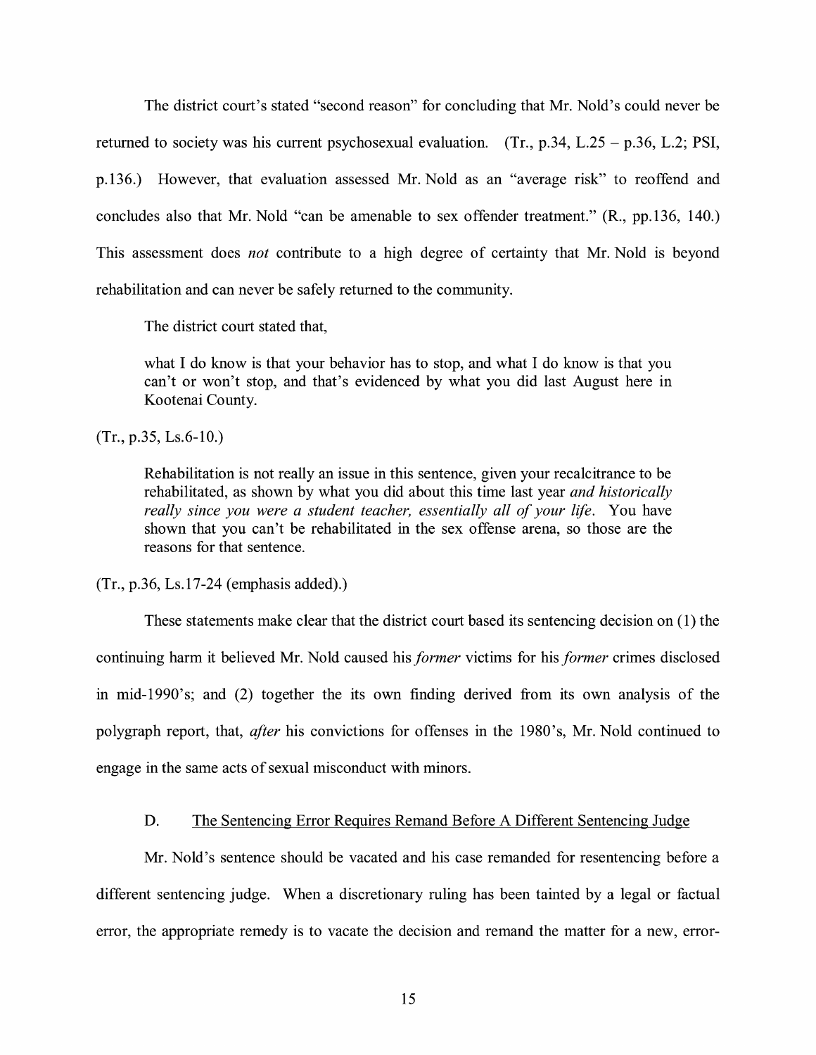The district court's stated "second reason" for concluding that Mr. Nold's could never be returned to society was his current psychosexual evaluation. (Tr., p.34, L.25 – p.36, L.2; PSI, p.136.) However, that evaluation assessed Mr. Nold as an "average risk" to reoffend and concludes also that Mr. Nold "can be amenable to sex offender treatment." (R., pp.136, 140.) This assessment does *not* contribute to a high degree of certainty that Mr. Nold is beyond rehabilitation and can never be safely returned to the community.

The district court stated that,

> what I do know is that your behavior has to stop, and what I do know is that you can't or won't stop, and that's evidenced by what you did last August here in Kootenai County.

(Tr., p.35, Ls.6-10.)

> Rehabilitation is not really an issue in this sentence, given your recalcitrance to be rehabilitated, as shown by what you did about this time last year *and historically really since you were a student teacher, essentially all of your life*. You have shown that you can't be rehabilitated in the sex offense arena, so those are the reasons for that sentence.

(Tr., p.36, Ls.17-24 (emphasis added).)

These statements make clear that the district court based its sentencing decision on (1) the continuing harm it believed Mr. Nold caused his *former* victims for his *former* crimes disclosed in mid-1990's; and (2) together the its own finding derived from its own analysis of the polygraph report, that, *after* his convictions for offenses in the 1980's, Mr. Nold continued to engage in the same acts of sexual misconduct with minors.

### D. The Sentencing Error Requires Remand Before A Different Sentencing Judge

Mr. Nold's sentence should be vacated and his case remanded for resentencing before a different sentencing judge. When a discretionary ruling has been tainted by a legal or factual error, the appropriate remedy is to vacate the decision and remand the matter for a new, error-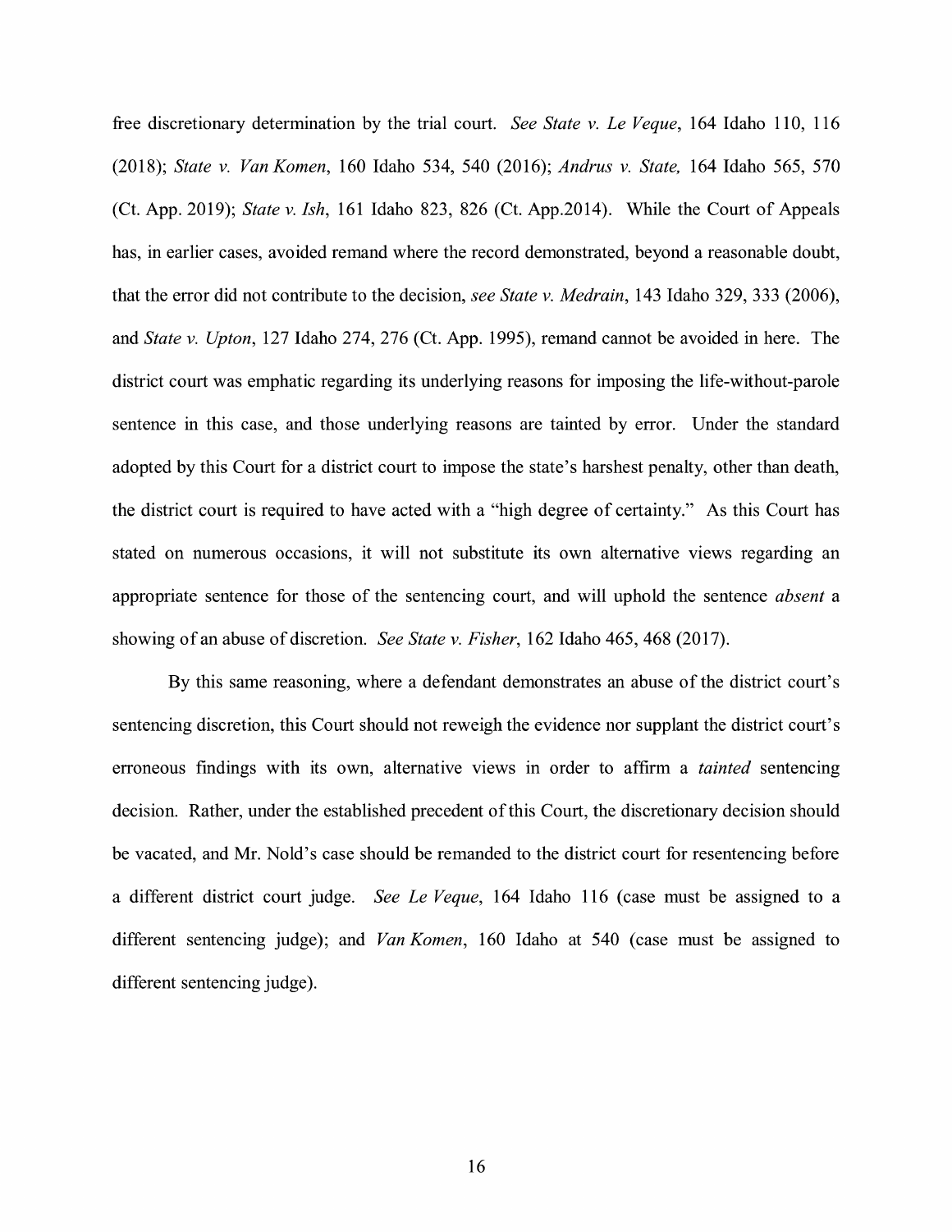free discretionary determination by the trial court. *See State v. Le Veque*, 164 Idaho 110, 116 (2018); *State v. Van Komen*, 160 Idaho 534, 540 (2016); *Andrus v. State,* 164 Idaho 565, 570 (Ct. App. 2019); *State v. Ish*, 161 Idaho 823, 826 (Ct. App.2014). While the Court of Appeals has, in earlier cases, avoided remand where the record demonstrated, beyond a reasonable doubt, that the error did not contribute to the decision, *see State v. Medrain*, 143 Idaho 329, 333 (2006), and *State v. Upton*, 127 Idaho 274, 276 (Ct. App. 1995), remand cannot be avoided in here. The district court was emphatic regarding its underlying reasons for imposing the life-without-parole sentence in this case, and those underlying reasons are tainted by error. Under the standard adopted by this Court for a district court to impose the state's harshest penalty, other than death, the district court is required to have acted with a "high degree of certainty." As this Court has stated on numerous occasions, it will not substitute its own alternative views regarding an appropriate sentence for those of the sentencing court, and will uphold the sentence *absent* a showing of an abuse of discretion. *See State v. Fisher*, 162 Idaho 465, 468 (2017).

By this same reasoning, where a defendant demonstrates an abuse of the district court's sentencing discretion, this Court should not reweigh the evidence nor supplant the district court's erroneous findings with its own, alternative views in order to affirm a *tainted* sentencing decision. Rather, under the established precedent of this Court, the discretionary decision should be vacated, and Mr. Nold's case should be remanded to the district court for resentencing before a different district court judge. *See Le Veque*, 164 Idaho 116 (case must be assigned to a different sentencing judge); and *Van Komen*, 160 Idaho at 540 (case must be assigned to different sentencing judge).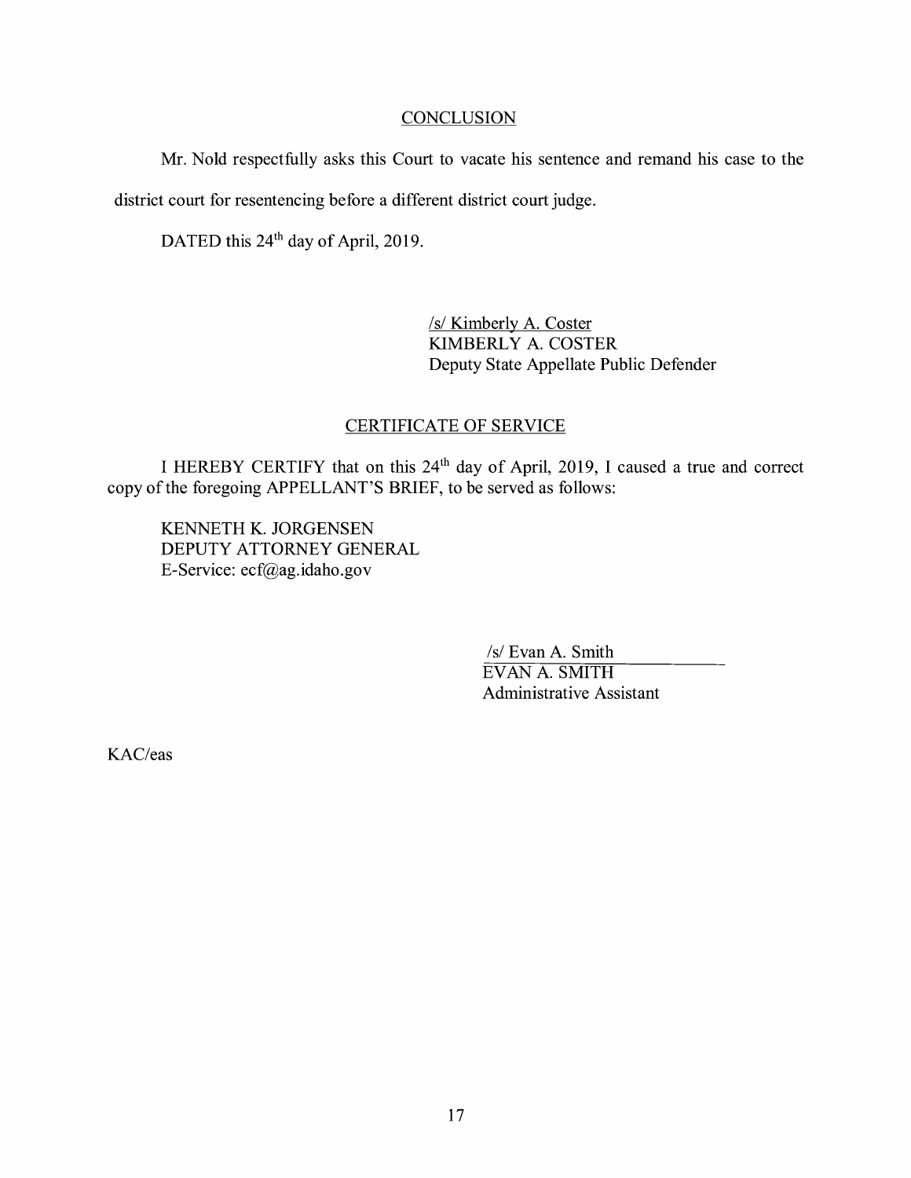## CONCLUSION

Mr. Nold respectfully asks this Court to vacate his sentence and remand his case to the district court for resentencing before a different district court judge.

DATED this 24th day of April, 2019.

/s/ Kimberly A. Coster
KIMBERLY A. COSTER
Deputy State Appellate Public Defender

## CERTIFICATE OF SERVICE

I HEREBY CERTIFY that on this 24th day of April, 2019, I caused a true and correct copy of the foregoing APPELLANT'S BRIEF, to be served as follows:

KENNETH K. JORGENSEN
DEPUTY ATTORNEY GENERAL
E-Service: ecf@ag.idaho.gov

/s/ Evan A. Smith
EVAN A. SMITH
Administrative Assistant

KAC/eas